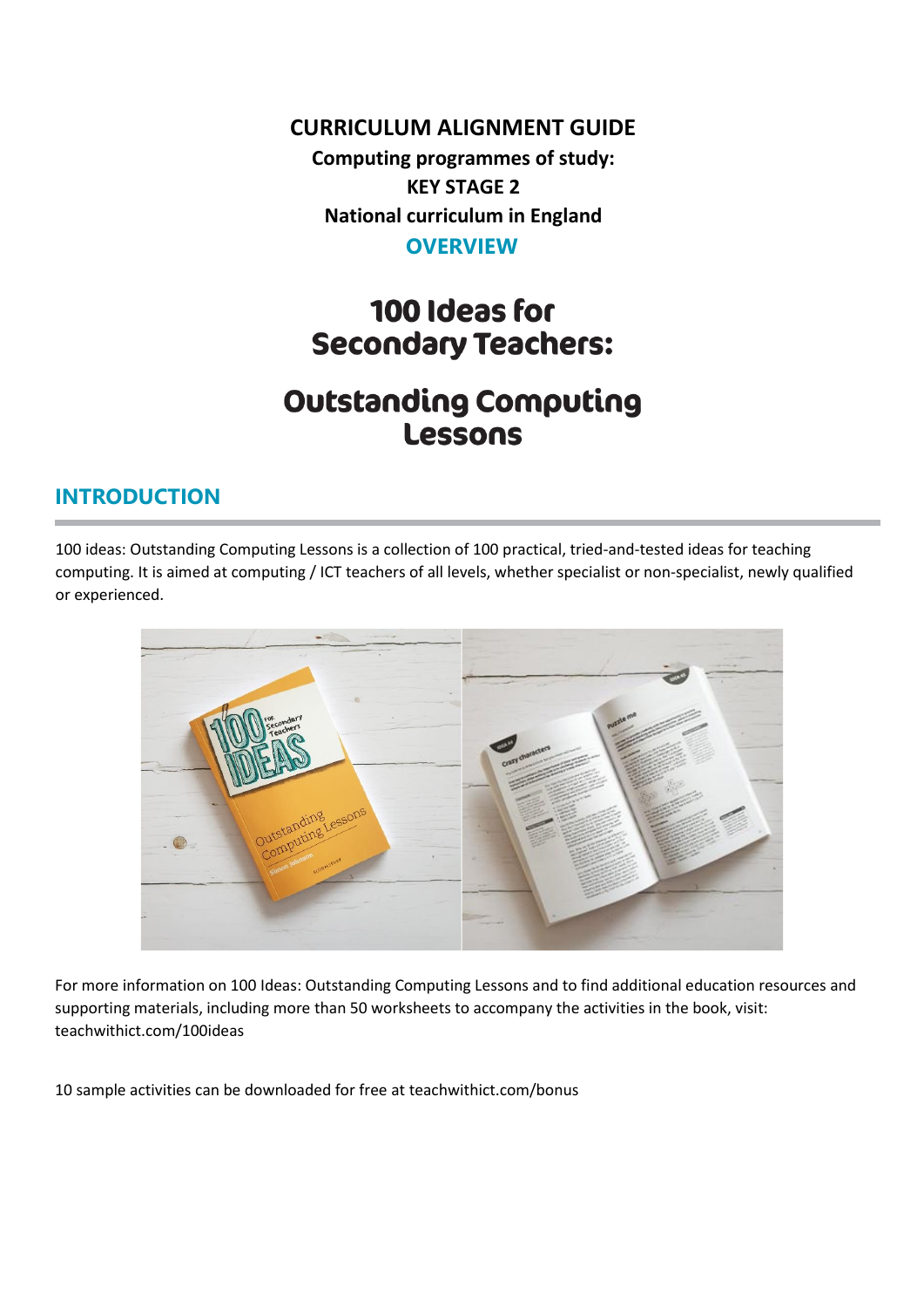**CURRICULUM ALIGNMENT GUIDE**

**Computing programmes of study:**

**KEY STAGE 2**

**National curriculum in England**

**OVERVIEW**

# 100 Ideas for Secondary Teachers:

# Outstanding Computing Lessons

## INTRODUCTION

100 ideas: Outstanding Computing Lessons is a collection of 100 practical, tried-and-tested ideas for teaching computing. It is aimed at computing / ICT teachers of all levels, whether specialist or non-specialist, newly qualified or experienced.

For more information on 100 Ideas: Outstanding Computing Lessons and to find additional education resources and supporting materials, including more than 50 worksheets to accompany the activities in the book, visit: teachwithict.com/100ideas

10 sample activities can be downloaded for free at teachwithict.com/bonus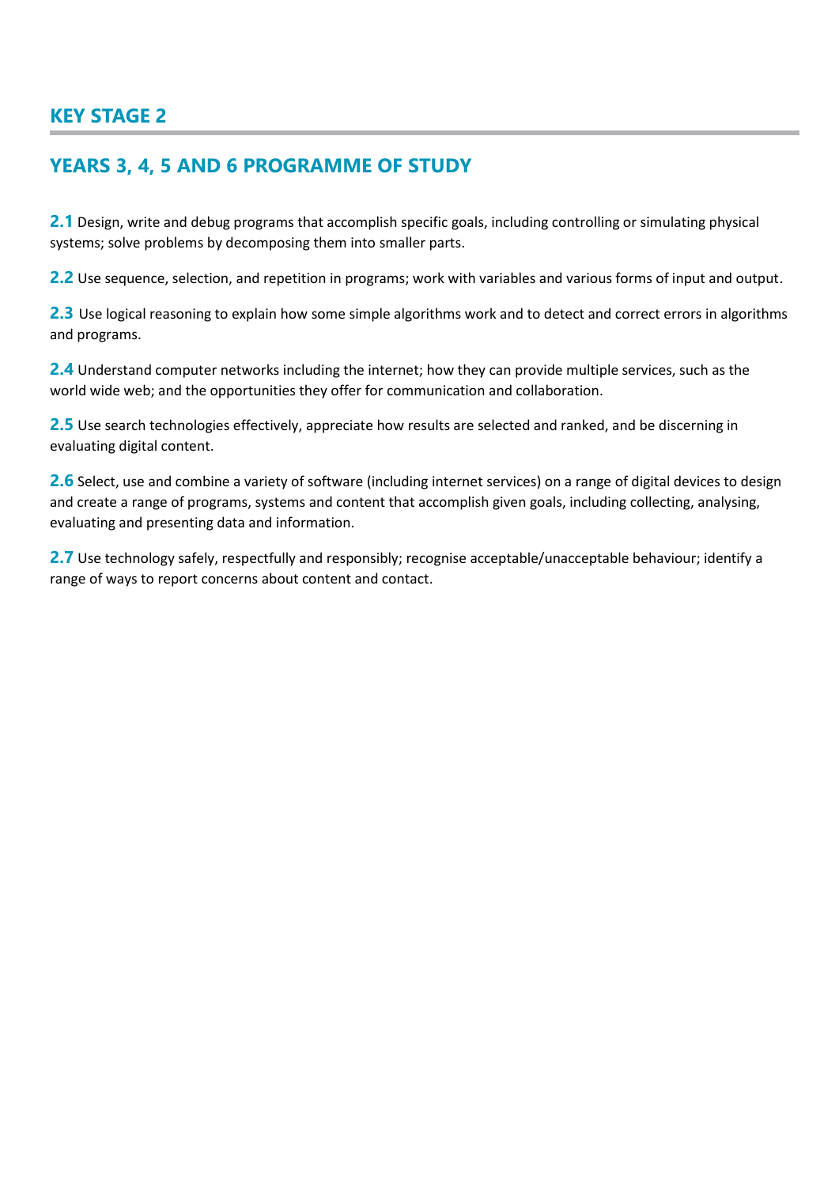## KEY STAGE 2

## YEARS 3, 4, 5 AND 6 PROGRAMME OF STUDY

**2.1** Design, write and debug programs that accomplish specific goals, including controlling or simulating physical systems; solve problems by decomposing them into smaller parts.

**2.2** Use sequence, selection, and repetition in programs; work with variables and various forms of input and output.

**2.3** Use logical reasoning to explain how some simple algorithms work and to detect and correct errors in algorithms and programs.

**2.4** Understand computer networks including the internet; how they can provide multiple services, such as the world wide web; and the opportunities they offer for communication and collaboration.

**2.5** Use search technologies effectively, appreciate how results are selected and ranked, and be discerning in evaluating digital content.

**2.6** Select, use and combine a variety of software (including internet services) on a range of digital devices to design and create a range of programs, systems and content that accomplish given goals, including collecting, analysing, evaluating and presenting data and information.

**2.7** Use technology safely, respectfully and responsibly; recognise acceptable/unacceptable behaviour; identify a range of ways to report concerns about content and contact.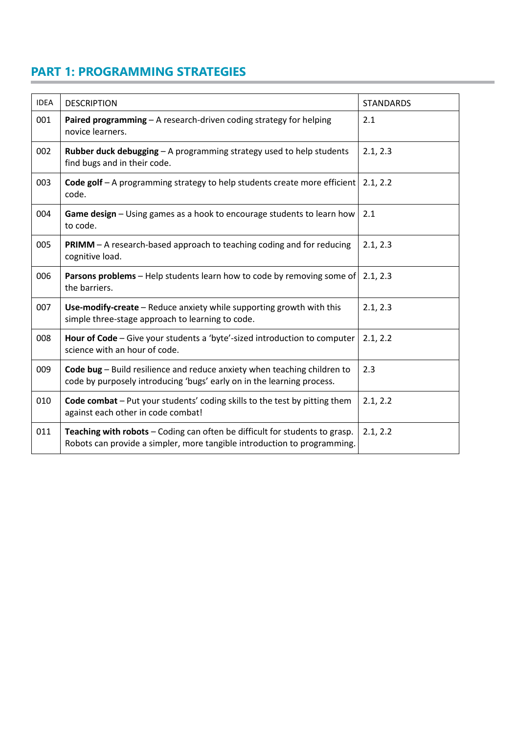## PART 1: PROGRAMMING STRATEGIES

| IDEA | DESCRIPTION | STANDARDS |
|---|---|---|
| 001 | **Paired programming** – A research-driven coding strategy for helping novice learners. | 2.1 |
| 002 | **Rubber duck debugging** – A programming strategy used to help students find bugs and in their code. | 2.1, 2.3 |
| 003 | **Code golf** – A programming strategy to help students create more efficient code. | 2.1, 2.2 |
| 004 | **Game design** – Using games as a hook to encourage students to learn how to code. | 2.1 |
| 005 | **PRIMM** – A research-based approach to teaching coding and for reducing cognitive load. | 2.1, 2.3 |
| 006 | **Parsons problems** – Help students learn how to code by removing some of the barriers. | 2.1, 2.3 |
| 007 | **Use-modify-create** – Reduce anxiety while supporting growth with this simple three-stage approach to learning to code. | 2.1, 2.3 |
| 008 | **Hour of Code** – Give your students a 'byte'-sized introduction to computer science with an hour of code. | 2.1, 2.2 |
| 009 | **Code bug** – Build resilience and reduce anxiety when teaching children to code by purposely introducing 'bugs' early on in the learning process. | 2.3 |
| 010 | **Code combat** – Put your students' coding skills to the test by pitting them against each other in code combat! | 2.1, 2.2 |
| 011 | **Teaching with robots** – Coding can often be difficult for students to grasp. Robots can provide a simpler, more tangible introduction to programming. | 2.1, 2.2 |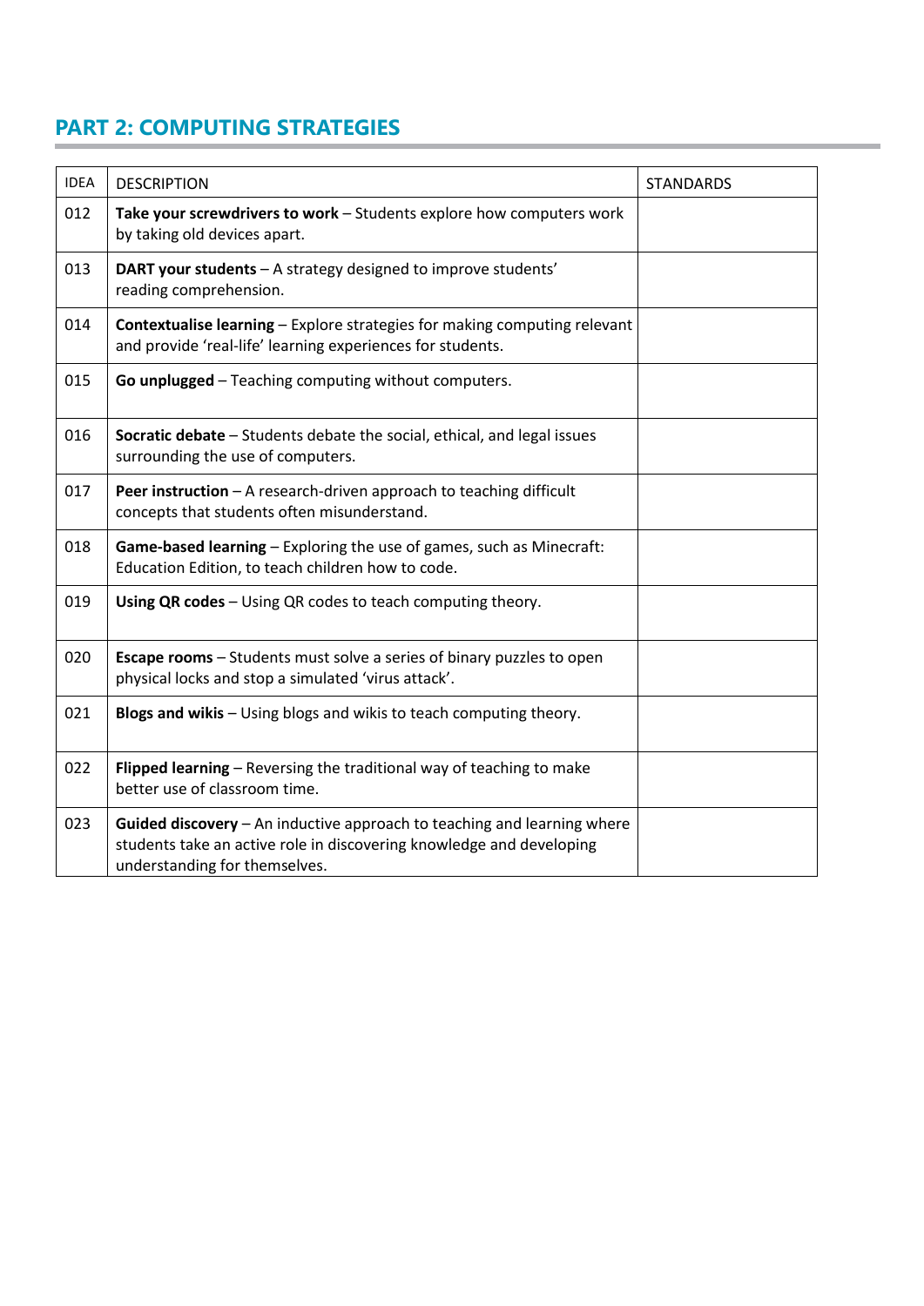## PART 2: COMPUTING STRATEGIES

| IDEA | DESCRIPTION | STANDARDS |
|---|---|---|
| 012 | **Take your screwdrivers to work** – Students explore how computers work by taking old devices apart. | |
| 013 | **DART your students** – A strategy designed to improve students' reading comprehension. | |
| 014 | **Contextualise learning** – Explore strategies for making computing relevant and provide 'real-life' learning experiences for students. | |
| 015 | **Go unplugged** – Teaching computing without computers. | |
| 016 | **Socratic debate** – Students debate the social, ethical, and legal issues surrounding the use of computers. | |
| 017 | **Peer instruction** – A research-driven approach to teaching difficult concepts that students often misunderstand. | |
| 018 | **Game-based learning** – Exploring the use of games, such as Minecraft: Education Edition, to teach children how to code. | |
| 019 | **Using QR codes** – Using QR codes to teach computing theory. | |
| 020 | **Escape rooms** – Students must solve a series of binary puzzles to open physical locks and stop a simulated 'virus attack'. | |
| 021 | **Blogs and wikis** – Using blogs and wikis to teach computing theory. | |
| 022 | **Flipped learning** – Reversing the traditional way of teaching to make better use of classroom time. | |
| 023 | **Guided discovery** – An inductive approach to teaching and learning where students take an active role in discovering knowledge and developing understanding for themselves. | |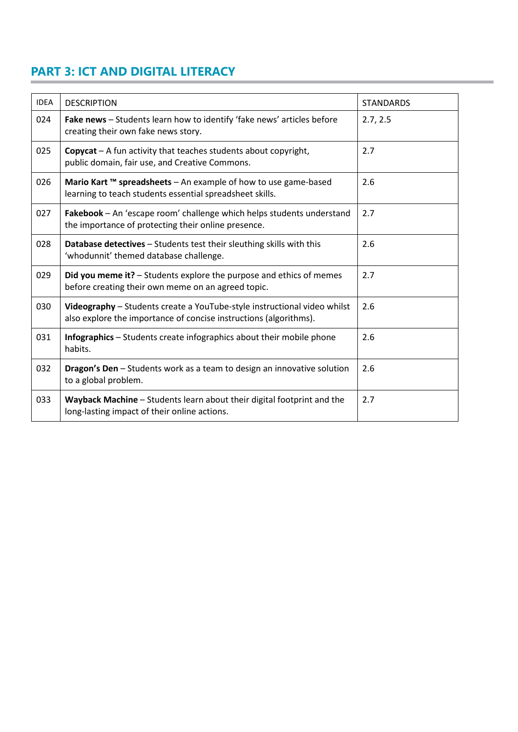## PART 3: ICT AND DIGITAL LITERACY

| IDEA | DESCRIPTION | STANDARDS |
|---|---|---|
| 024 | **Fake news** – Students learn how to identify 'fake news' articles before creating their own fake news story. | 2.7, 2.5 |
| 025 | **Copycat** – A fun activity that teaches students about copyright, public domain, fair use, and Creative Commons. | 2.7 |
| 026 | **Mario Kart ™ spreadsheets** – An example of how to use game-based learning to teach students essential spreadsheet skills. | 2.6 |
| 027 | **Fakebook** – An 'escape room' challenge which helps students understand the importance of protecting their online presence. | 2.7 |
| 028 | **Database detectives** – Students test their sleuthing skills with this 'whodunnit' themed database challenge. | 2.6 |
| 029 | **Did you meme it?** – Students explore the purpose and ethics of memes before creating their own meme on an agreed topic. | 2.7 |
| 030 | **Videography** – Students create a YouTube-style instructional video whilst also explore the importance of concise instructions (algorithms). | 2.6 |
| 031 | **Infographics** – Students create infographics about their mobile phone habits. | 2.6 |
| 032 | **Dragon's Den** – Students work as a team to design an innovative solution to a global problem. | 2.6 |
| 033 | **Wayback Machine** – Students learn about their digital footprint and the long-lasting impact of their online actions. | 2.7 |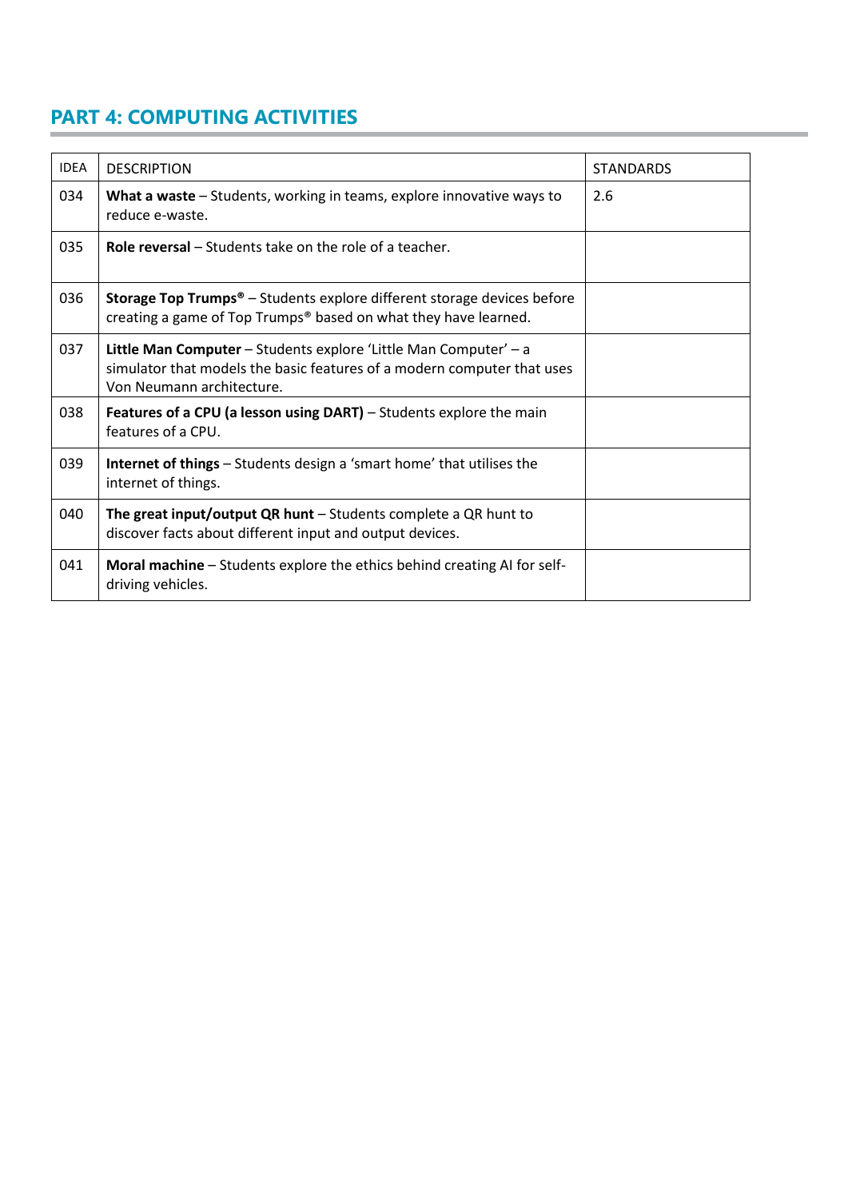## PART 4: COMPUTING ACTIVITIES

| IDEA | DESCRIPTION | STANDARDS |
| --- | --- | --- |
| 034 | **What a waste** – Students, working in teams, explore innovative ways to reduce e-waste. | 2.6 |
| 035 | **Role reversal** – Students take on the role of a teacher. | |
| 036 | **Storage Top Trumps®** – Students explore different storage devices before creating a game of Top Trumps® based on what they have learned. | |
| 037 | **Little Man Computer** – Students explore 'Little Man Computer' – a simulator that models the basic features of a modern computer that uses Von Neumann architecture. | |
| 038 | **Features of a CPU (a lesson using DART)** – Students explore the main features of a CPU. | |
| 039 | **Internet of things** – Students design a 'smart home' that utilises the internet of things. | |
| 040 | **The great input/output QR hunt** – Students complete a QR hunt to discover facts about different input and output devices. | |
| 041 | **Moral machine** – Students explore the ethics behind creating AI for self-driving vehicles. | |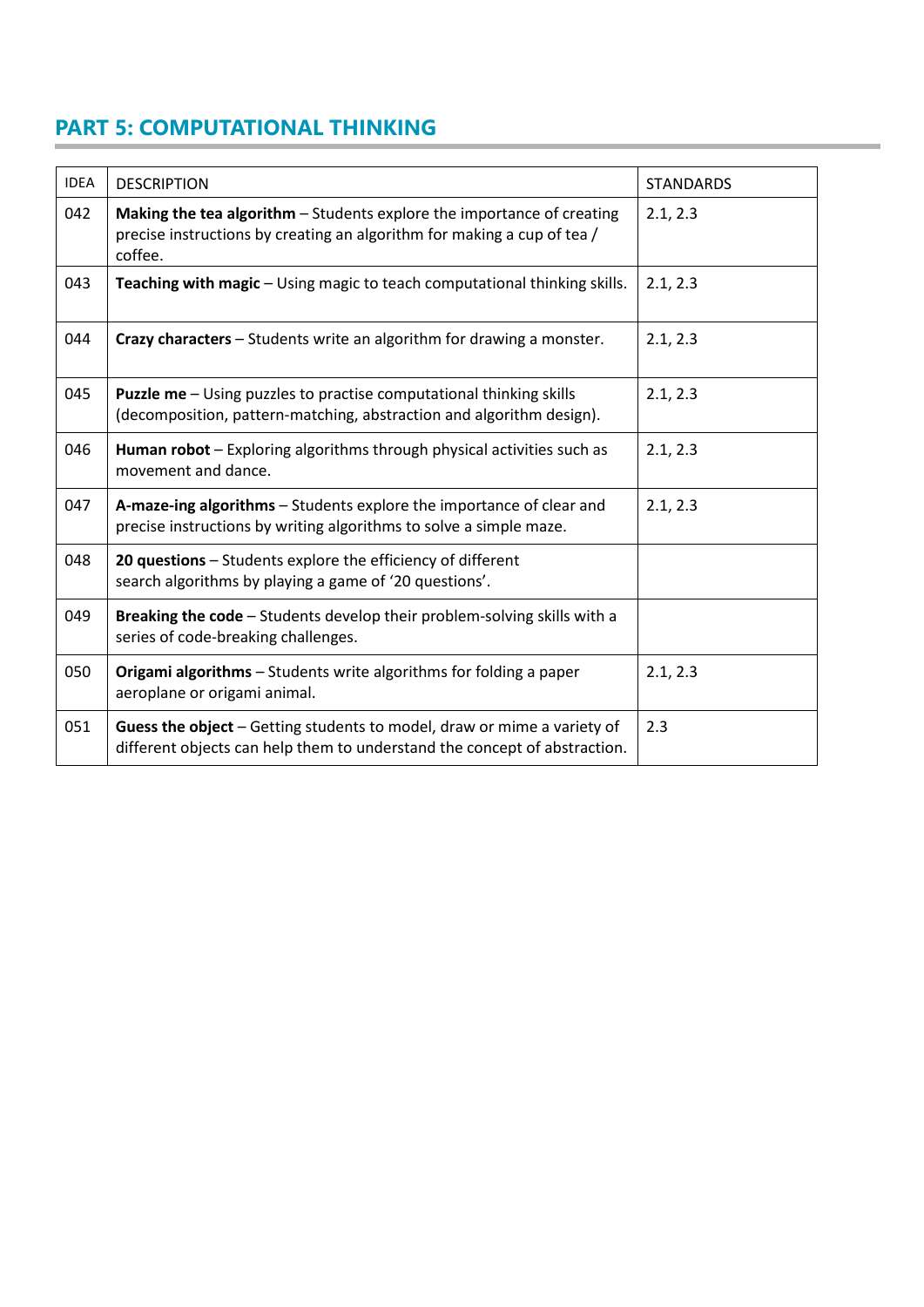## PART 5: COMPUTATIONAL THINKING

| IDEA | DESCRIPTION | STANDARDS |
| --- | --- | --- |
| 042 | **Making the tea algorithm** – Students explore the importance of creating precise instructions by creating an algorithm for making a cup of tea / coffee. | 2.1, 2.3 |
| 043 | **Teaching with magic** – Using magic to teach computational thinking skills. | 2.1, 2.3 |
| 044 | **Crazy characters** – Students write an algorithm for drawing a monster. | 2.1, 2.3 |
| 045 | **Puzzle me** – Using puzzles to practise computational thinking skills (decomposition, pattern-matching, abstraction and algorithm design). | 2.1, 2.3 |
| 046 | **Human robot** – Exploring algorithms through physical activities such as movement and dance. | 2.1, 2.3 |
| 047 | **A-maze-ing algorithms** – Students explore the importance of clear and precise instructions by writing algorithms to solve a simple maze. | 2.1, 2.3 |
| 048 | **20 questions** – Students explore the efficiency of different search algorithms by playing a game of '20 questions'. | |
| 049 | **Breaking the code** – Students develop their problem-solving skills with a series of code-breaking challenges. | |
| 050 | **Origami algorithms** – Students write algorithms for folding a paper aeroplane or origami animal. | 2.1, 2.3 |
| 051 | **Guess the object** – Getting students to model, draw or mime a variety of different objects can help them to understand the concept of abstraction. | 2.3 |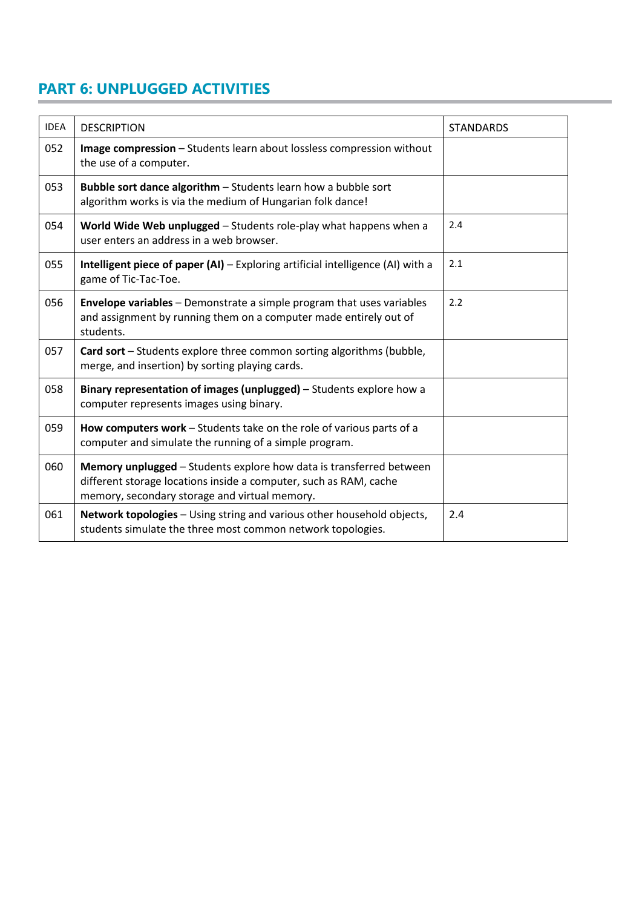## PART 6: UNPLUGGED ACTIVITIES

| IDEA | DESCRIPTION | STANDARDS |
|---|---|---|
| 052 | **Image compression** – Students learn about lossless compression without the use of a computer. | |
| 053 | **Bubble sort dance algorithm** – Students learn how a bubble sort algorithm works is via the medium of Hungarian folk dance! | |
| 054 | **World Wide Web unplugged** – Students role-play what happens when a user enters an address in a web browser. | 2.4 |
| 055 | **Intelligent piece of paper (AI)** – Exploring artificial intelligence (AI) with a game of Tic-Tac-Toe. | 2.1 |
| 056 | **Envelope variables** – Demonstrate a simple program that uses variables and assignment by running them on a computer made entirely out of students. | 2.2 |
| 057 | **Card sort** – Students explore three common sorting algorithms (bubble, merge, and insertion) by sorting playing cards. | |
| 058 | **Binary representation of images (unplugged)** – Students explore how a computer represents images using binary. | |
| 059 | **How computers work** – Students take on the role of various parts of a computer and simulate the running of a simple program. | |
| 060 | **Memory unplugged** – Students explore how data is transferred between different storage locations inside a computer, such as RAM, cache memory, secondary storage and virtual memory. | |
| 061 | **Network topologies** – Using string and various other household objects, students simulate the three most common network topologies. | 2.4 |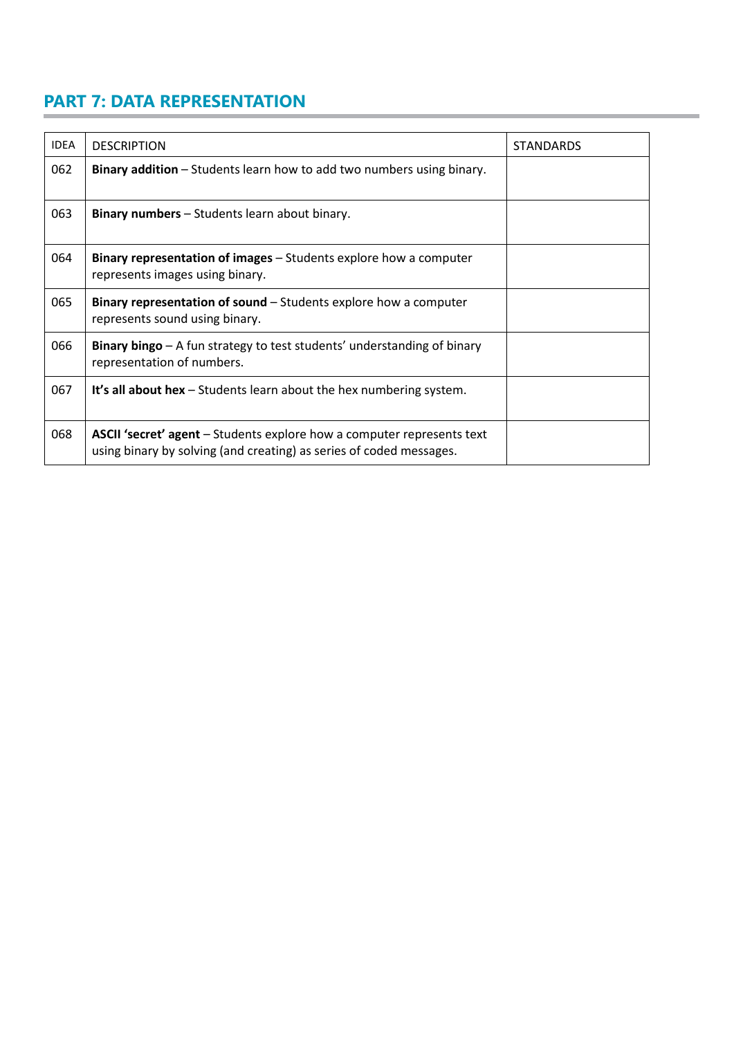## PART 7: DATA REPRESENTATION

| IDEA | DESCRIPTION | STANDARDS |
| --- | --- | --- |
| 062 | **Binary addition** – Students learn how to add two numbers using binary. | |
| 063 | **Binary numbers** – Students learn about binary. | |
| 064 | **Binary representation of images** – Students explore how a computer represents images using binary. | |
| 065 | **Binary representation of sound** – Students explore how a computer represents sound using binary. | |
| 066 | **Binary bingo** – A fun strategy to test students' understanding of binary representation of numbers. | |
| 067 | **It's all about hex** – Students learn about the hex numbering system. | |
| 068 | **ASCII 'secret' agent** – Students explore how a computer represents text using binary by solving (and creating) as series of coded messages. | |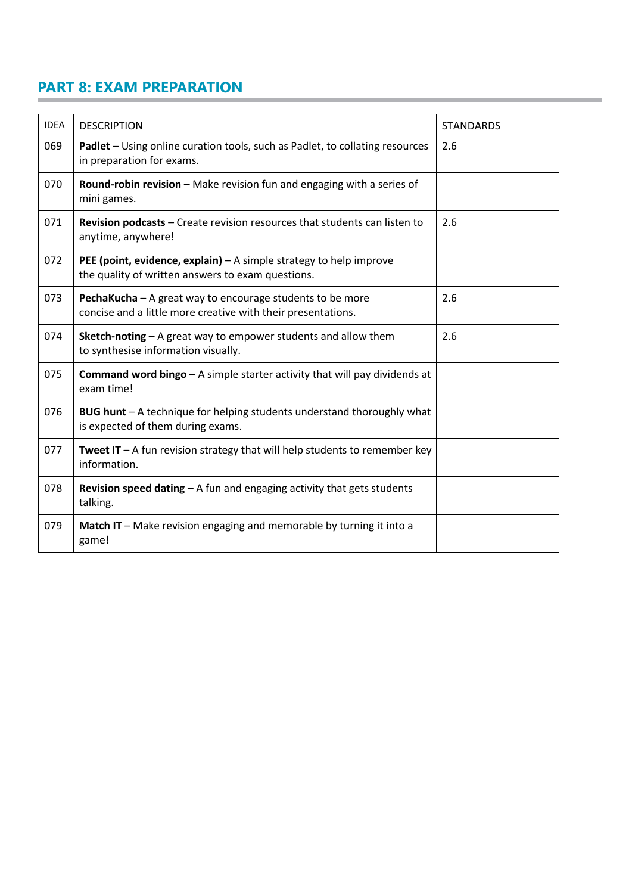## PART 8: EXAM PREPARATION

| IDEA | DESCRIPTION | STANDARDS |
|---|---|---|
| 069 | **Padlet** – Using online curation tools, such as Padlet, to collating resources in preparation for exams. | 2.6 |
| 070 | **Round-robin revision** – Make revision fun and engaging with a series of mini games. | |
| 071 | **Revision podcasts** – Create revision resources that students can listen to anytime, anywhere! | 2.6 |
| 072 | **PEE (point, evidence, explain)** – A simple strategy to help improve the quality of written answers to exam questions. | |
| 073 | **PechaKucha** – A great way to encourage students to be more concise and a little more creative with their presentations. | 2.6 |
| 074 | **Sketch-noting** – A great way to empower students and allow them to synthesise information visually. | 2.6 |
| 075 | **Command word bingo** – A simple starter activity that will pay dividends at exam time! | |
| 076 | **BUG hunt** – A technique for helping students understand thoroughly what is expected of them during exams. | |
| 077 | **Tweet IT** – A fun revision strategy that will help students to remember key information. | |
| 078 | **Revision speed dating** – A fun and engaging activity that gets students talking. | |
| 079 | **Match IT** – Make revision engaging and memorable by turning it into a game! | |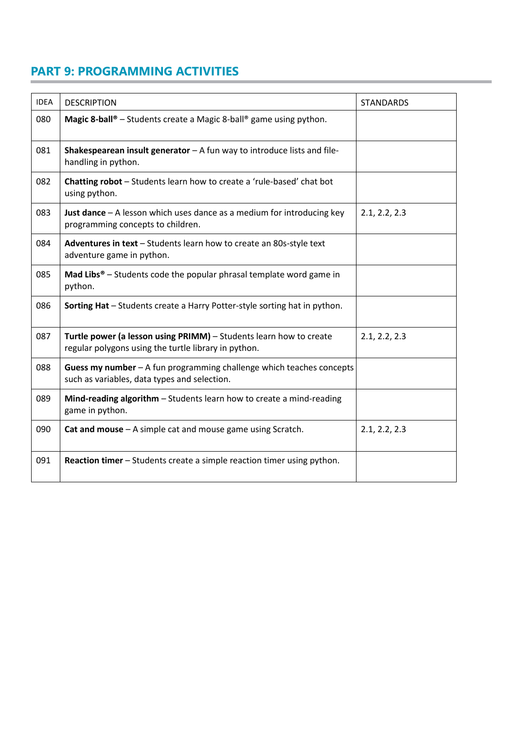## PART 9: PROGRAMMING ACTIVITIES

| IDEA | DESCRIPTION | STANDARDS |
|---|---|---|
| 080 | **Magic 8-ball®** – Students create a Magic 8-ball® game using python. | |
| 081 | **Shakespearean insult generator** – A fun way to introduce lists and file-handling in python. | |
| 082 | **Chatting robot** – Students learn how to create a 'rule-based' chat bot using python. | |
| 083 | **Just dance** – A lesson which uses dance as a medium for introducing key programming concepts to children. | 2.1, 2.2, 2.3 |
| 084 | **Adventures in text** – Students learn how to create an 80s-style text adventure game in python. | |
| 085 | **Mad Libs®** – Students code the popular phrasal template word game in python. | |
| 086 | **Sorting Hat** – Students create a Harry Potter-style sorting hat in python. | |
| 087 | **Turtle power (a lesson using PRIMM)** – Students learn how to create regular polygons using the turtle library in python. | 2.1, 2.2, 2.3 |
| 088 | **Guess my number** – A fun programming challenge which teaches concepts such as variables, data types and selection. | |
| 089 | **Mind-reading algorithm** – Students learn how to create a mind-reading game in python. | |
| 090 | **Cat and mouse** – A simple cat and mouse game using Scratch. | 2.1, 2.2, 2.3 |
| 091 | **Reaction timer** – Students create a simple reaction timer using python. | |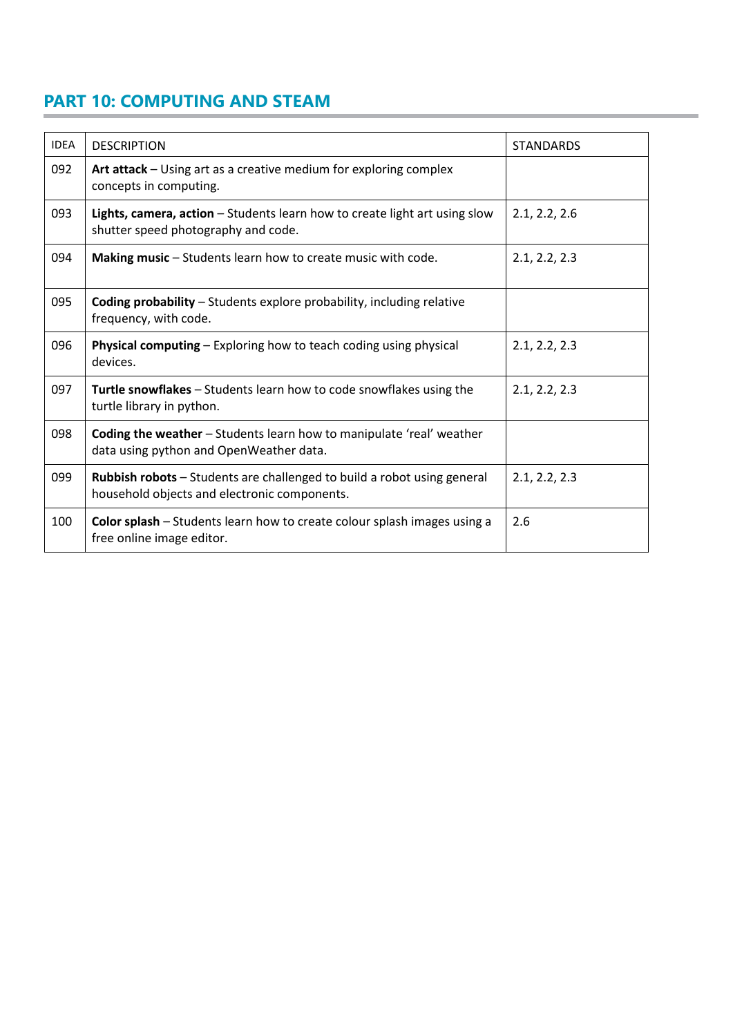## PART 10: COMPUTING AND STEAM

| IDEA | DESCRIPTION | STANDARDS |
|---|---|---|
| 092 | **Art attack** – Using art as a creative medium for exploring complex concepts in computing. | |
| 093 | **Lights, camera, action** – Students learn how to create light art using slow shutter speed photography and code. | 2.1, 2.2, 2.6 |
| 094 | **Making music** – Students learn how to create music with code. | 2.1, 2.2, 2.3 |
| 095 | **Coding probability** – Students explore probability, including relative frequency, with code. | |
| 096 | **Physical computing** – Exploring how to teach coding using physical devices. | 2.1, 2.2, 2.3 |
| 097 | **Turtle snowflakes** – Students learn how to code snowflakes using the turtle library in python. | 2.1, 2.2, 2.3 |
| 098 | **Coding the weather** – Students learn how to manipulate 'real' weather data using python and OpenWeather data. | |
| 099 | **Rubbish robots** – Students are challenged to build a robot using general household objects and electronic components. | 2.1, 2.2, 2.3 |
| 100 | **Color splash** – Students learn how to create colour splash images using a free online image editor. | 2.6 |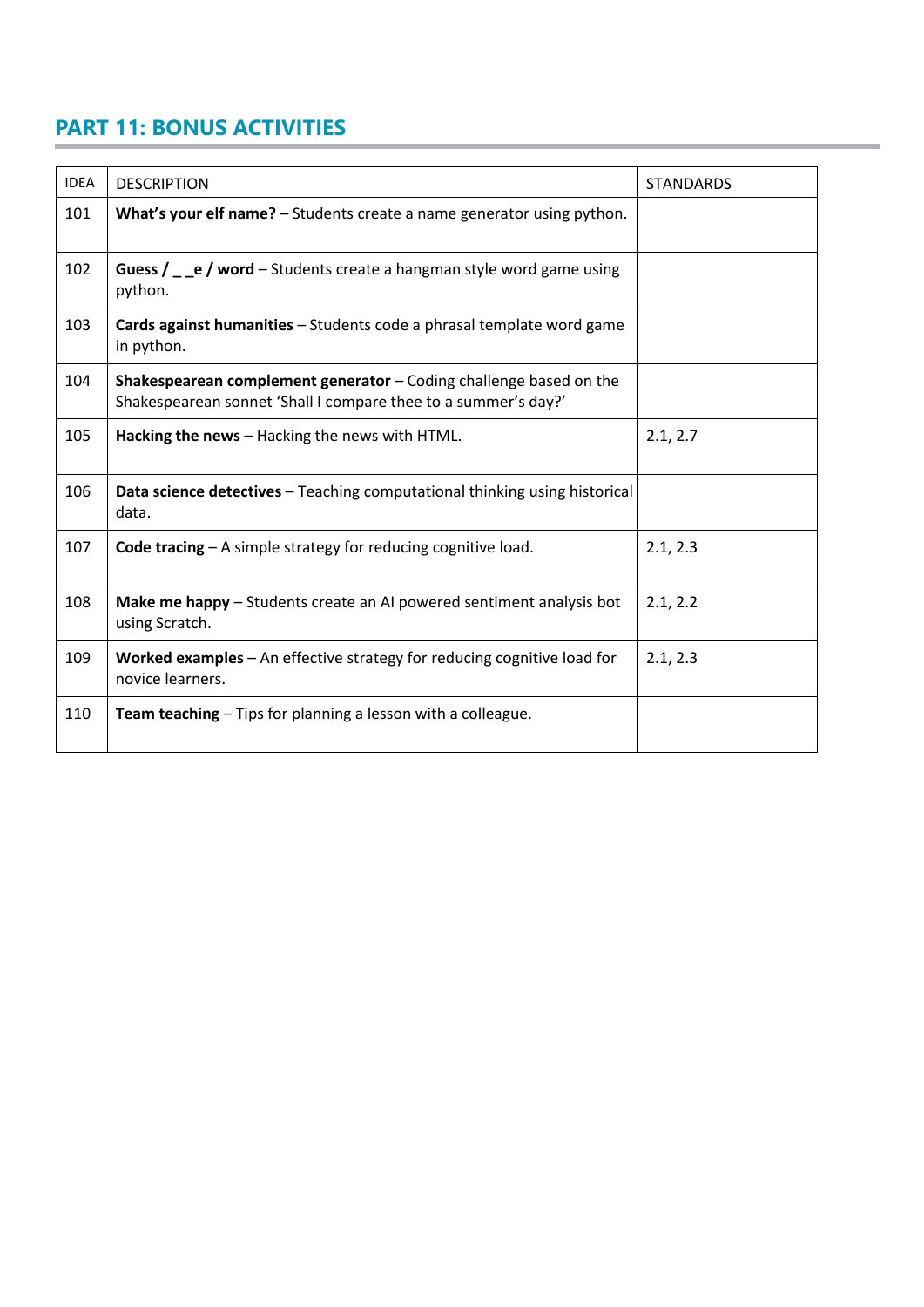## PART 11: BONUS ACTIVITIES

| IDEA | DESCRIPTION | STANDARDS |
|---|---|---|
| 101 | **What's your elf name?** – Students create a name generator using python. | |
| 102 | **Guess / _ _e / word** – Students create a hangman style word game using python. | |
| 103 | **Cards against humanities** – Students code a phrasal template word game in python. | |
| 104 | **Shakespearean complement generator** – Coding challenge based on the Shakespearean sonnet 'Shall I compare thee to a summer's day?' | |
| 105 | **Hacking the news** – Hacking the news with HTML. | 2.1, 2.7 |
| 106 | **Data science detectives** – Teaching computational thinking using historical data. | |
| 107 | **Code tracing** – A simple strategy for reducing cognitive load. | 2.1, 2.3 |
| 108 | **Make me happy** – Students create an AI powered sentiment analysis bot using Scratch. | 2.1, 2.2 |
| 109 | **Worked examples** – An effective strategy for reducing cognitive load for novice learners. | 2.1, 2.3 |
| 110 | **Team teaching** – Tips for planning a lesson with a colleague. | |